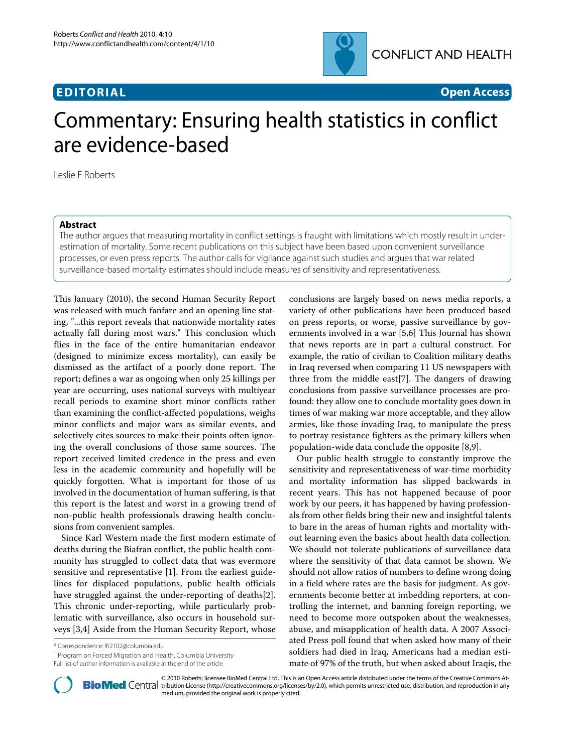**EDITORIAL** **Open Access**

# Commentary: Ensuring health statistics in conflict are evidence-based

Leslie F Roberts

## Abstract

The author argues that measuring mortality in conflict settings is fraught with limitations which mostly result in under-estimation of mortality. Some recent publications on this subject have been based upon convenient surveillance processes, or even press reports. The author calls for vigilance against such studies and argues that war related surveillance-based mortality estimates should include measures of sensitivity and representativeness.

This January (2010), the second Human Security Report was released with much fanfare and an opening line stating, "...this report reveals that nationwide mortality rates actually fall during most wars." This conclusion which flies in the face of the entire humanitarian endeavor (designed to minimize excess mortality), can easily be dismissed as the artifact of a poorly done report. The report; defines a war as ongoing when only 25 killings per year are occurring, uses national surveys with multiyear recall periods to examine short minor conflicts rather than examining the conflict-affected populations, weighs minor conflicts and major wars as similar events, and selectively cites sources to make their points often ignoring the overall conclusions of those same sources. The report received limited credence in the press and even less in the academic community and hopefully will be quickly forgotten. What is important for those of us involved in the documentation of human suffering, is that this report is the latest and worst in a growing trend of non-public health professionals drawing health conclusions from convenient samples.

Since Karl Western made the first modern estimate of deaths during the Biafran conflict, the public health community has struggled to collect data that was evermore sensitive and representative [1]. From the earliest guidelines for displaced populations, public health officials have struggled against the under-reporting of deaths[2]. This chronic under-reporting, while particularly problematic with surveillance, also occurs in household surveys [3,4] Aside from the Human Security Report, whose conclusions are largely based on news media reports, a variety of other publications have been produced based on press reports, or worse, passive surveillance by governments involved in a war [5,6] This Journal has shown that news reports are in part a cultural construct. For example, the ratio of civilian to Coalition military deaths in Iraq reversed when comparing 11 US newspapers with three from the middle east[7]. The dangers of drawing conclusions from passive surveillance processes are profound: they allow one to conclude mortality goes down in times of war making war more acceptable, and they allow armies, like those invading Iraq, to manipulate the press to portray resistance fighters as the primary killers when population-wide data conclude the opposite [8,9].

Our public health struggle to constantly improve the sensitivity and representativeness of war-time morbidity and mortality information has slipped backwards in recent years. This has not happened because of poor work by our peers, it has happened by having professionals from other fields bring their new and insightful talents to bare in the areas of human rights and mortality without learning even the basics about health data collection. We should not tolerate publications of surveillance data where the sensitivity of that data cannot be shown. We should not allow ratios of numbers to define wrong doing in a field where rates are the basis for judgment. As governments become better at imbedding reporters, at controlling the internet, and banning foreign reporting, we need to become more outspoken about the weaknesses, abuse, and misapplication of health data. A 2007 Associated Press poll found that when asked how many of their soldiers had died in Iraq, Americans had a median estimate of 97% of the truth, but when asked about Iraqis, the

\* Correspondence: lfr2102@columbia.edu

[1] Program on Forced Migration and Health, Columbia University

Full list of author information is available at the end of the article

© 2010 Roberts; licensee BioMed Central Ltd. This is an Open Access article distributed under the terms of the Creative Commons Attribution License (http://creativecommons.org/licenses/by/2.0), which permits unrestricted use, distribution, and reproduction in any medium, provided the original work is properly cited.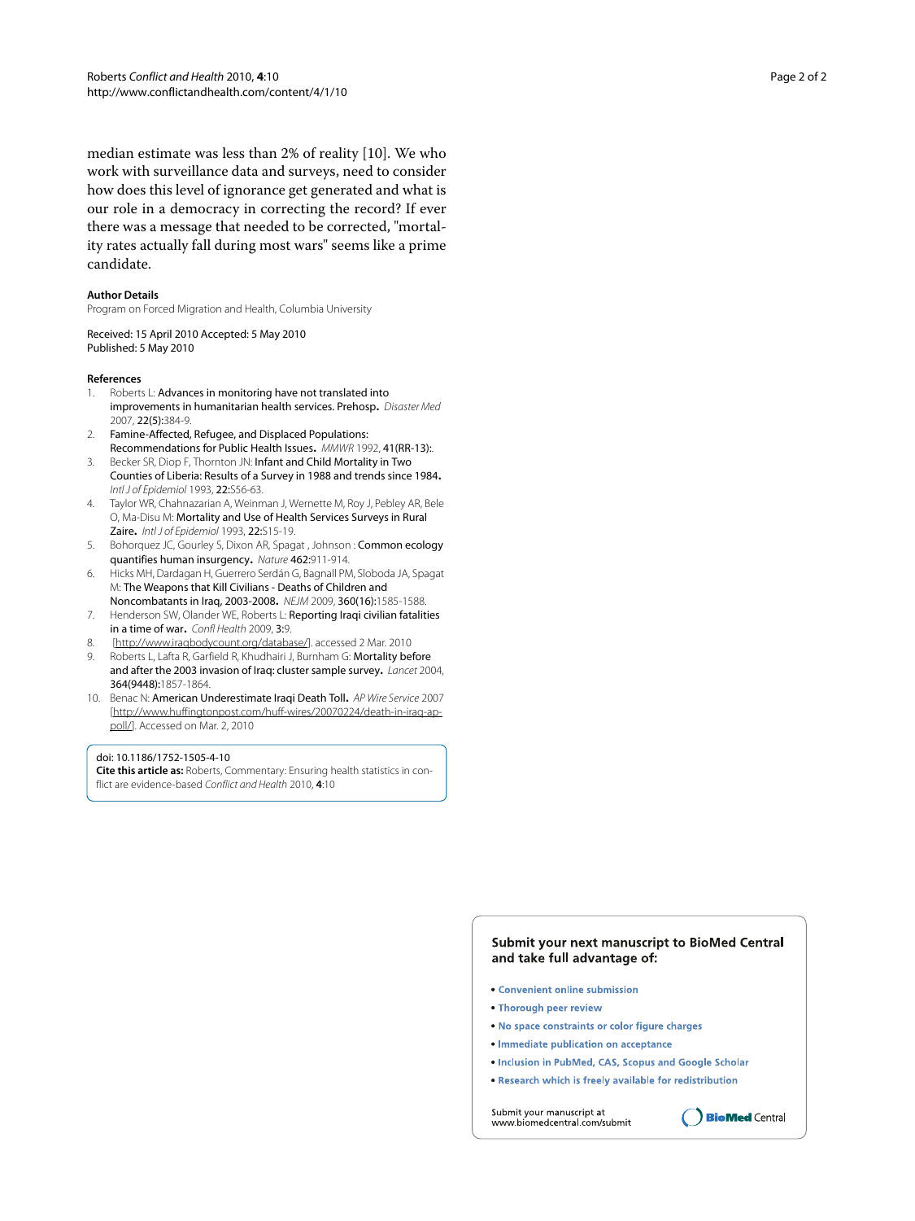median estimate was less than 2% of reality [10]. We who work with surveillance data and surveys, need to consider how does this level of ignorance get generated and what is our role in a democracy in correcting the record? If ever there was a message that needed to be corrected, "mortality rates actually fall during most wars" seems like a prime candidate.

#### Author Details

Program on Forced Migration and Health, Columbia University

Received: 15 April 2010 Accepted: 5 May 2010
Published: 5 May 2010

#### References

1. Roberts L: **Advances in monitoring have not translated into improvements in humanitarian health services. Prehosp.** *Disaster Med* 2007, **22(5)**:384-9.
2. **Famine-Affected, Refugee, and Displaced Populations: Recommendations for Public Health Issues.** *MMWR* 1992, **41(RR-13)**:.
3. Becker SR, Diop F, Thornton JN: **Infant and Child Mortality in Two Counties of Liberia: Results of a Survey in 1988 and trends since 1984.** *Intl J of Epidemiol* 1993, **22**:S56-63.
4. Taylor WR, Chahnazarian A, Weinman J, Wernette M, Roy J, Pebley AR, Bele O, Ma-Disu M: **Mortality and Use of Health Services Surveys in Rural Zaire.** *Intl J of Epidemiol* 1993, **22**:S15-19.
5. Bohorquez JC, Gourley S, Dixon AR, Spagat , Johnson : **Common ecology quantifies human insurgency.** *Nature* **462**:911-914.
6. Hicks MH, Dardagan H, Guerrero Serdán G, Bagnall PM, Sloboda JA, Spagat M: **The Weapons that Kill Civilians - Deaths of Children and Noncombatants in Iraq, 2003-2008.** *NEJM* 2009, **360(16)**:1585-1588.
7. Henderson SW, Olander WE, Roberts L: **Reporting Iraqi civilian fatalities in a time of war.** *Confl Health* 2009, **3**:9.
8. [http://www.iraqbodycount.org/database/]. accessed 2 Mar. 2010
9. Roberts L, Lafta R, Garfield R, Khudhairi J, Burnham G: **Mortality before and after the 2003 invasion of Iraq: cluster sample survey.** *Lancet* 2004, **364(9448)**:1857-1864.
10. Benac N: **American Underestimate Iraqi Death Toll.** *AP Wire Service* 2007 [http://www.huffingtonpost.com/huff-wires/20070224/death-in-iraq-ap-poll/]. Accessed on Mar. 2, 2010

doi: 10.1186/1752-1505-4-10
**Cite this article as:** Roberts, Commentary: Ensuring health statistics in conflict are evidence-based *Conflict and Health* 2010, **4**:10